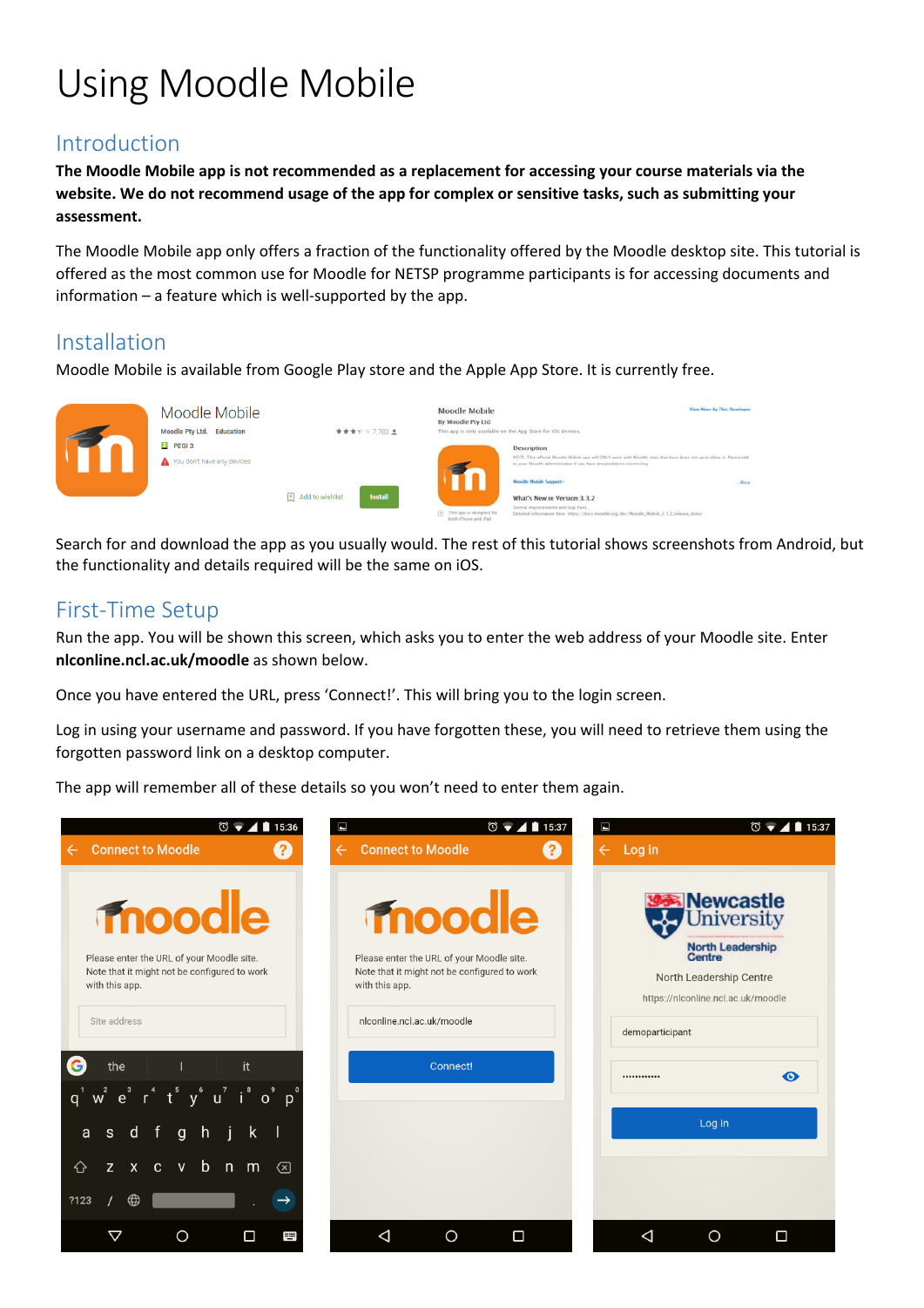# Using Moodle Mobile

## Introduction

**The Moodle Mobile app is not recommended as a replacement for accessing your course materials via the website. We do not recommend usage of the app for complex or sensitive tasks, such as submitting your assessment.**

The Moodle Mobile app only offers a fraction of the functionality offered by the Moodle desktop site. This tutorial is offered as the most common use for Moodle for NETSP programme participants is for accessing documents and information – a feature which is well-supported by the app.

## Installation

Moodle Mobile is available from Google Play store and the Apple App Store. It is currently free.

Search for and download the app as you usually would. The rest of this tutorial shows screenshots from Android, but the functionality and details required will be the same on iOS.

## First-Time Setup

Run the app. You will be shown this screen, which asks you to enter the web address of your Moodle site. Enter **nlconline.ncl.ac.uk/moodle** as shown below.

Once you have entered the URL, press 'Connect!'. This will bring you to the login screen.

Log in using your username and password. If you have forgotten these, you will need to retrieve them using the forgotten password link on a desktop computer.

The app will remember all of these details so you won't need to enter them again.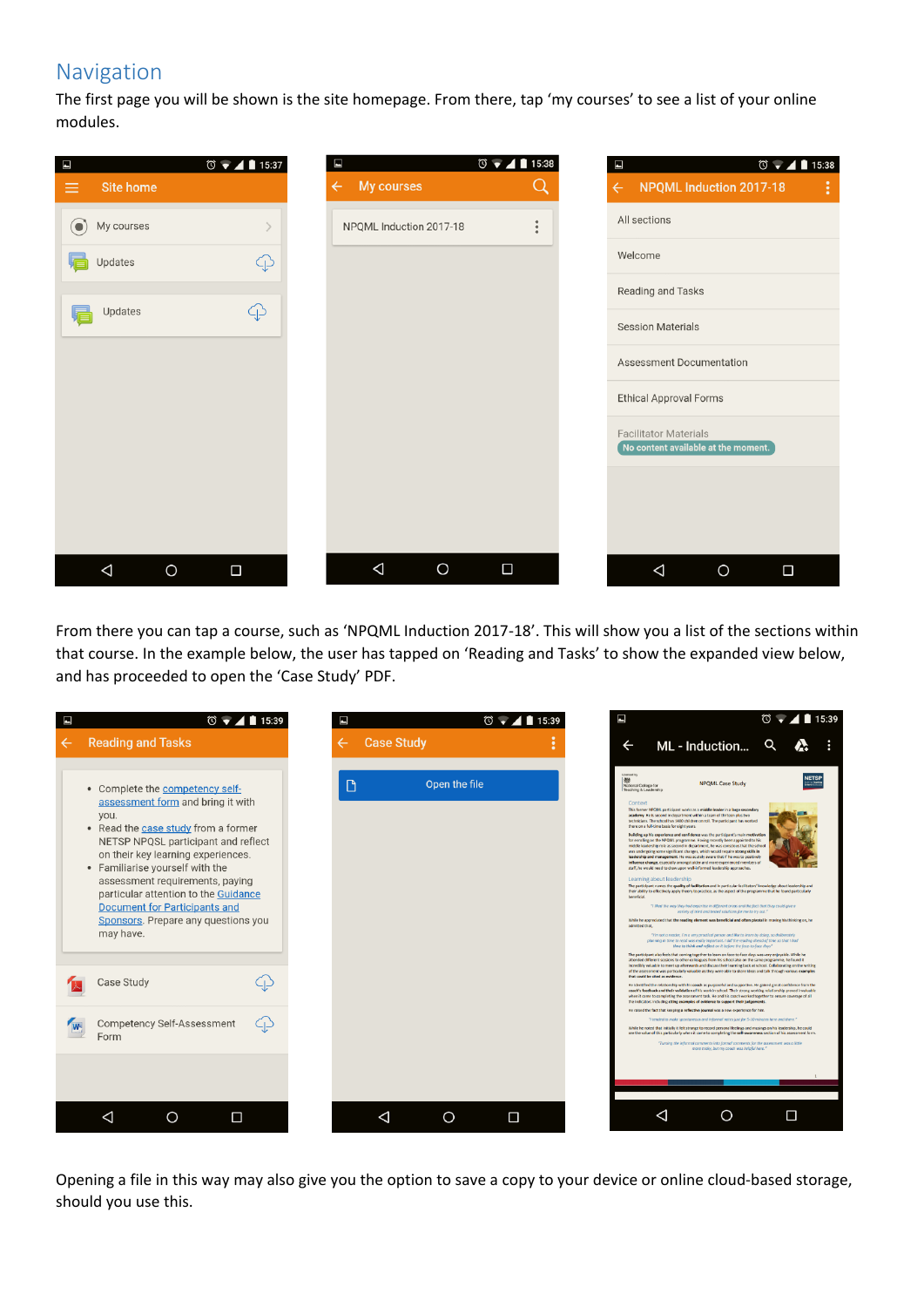## Navigation

The first page you will be shown is the site homepage. From there, tap 'my courses' to see a list of your online modules.

From there you can tap a course, such as 'NPQML Induction 2017-18'. This will show you a list of the sections within that course. In the example below, the user has tapped on 'Reading and Tasks' to show the expanded view below, and has proceeded to open the 'Case Study' PDF.

Opening a file in this way may also give you the option to save a copy to your device or online cloud-based storage, should you use this.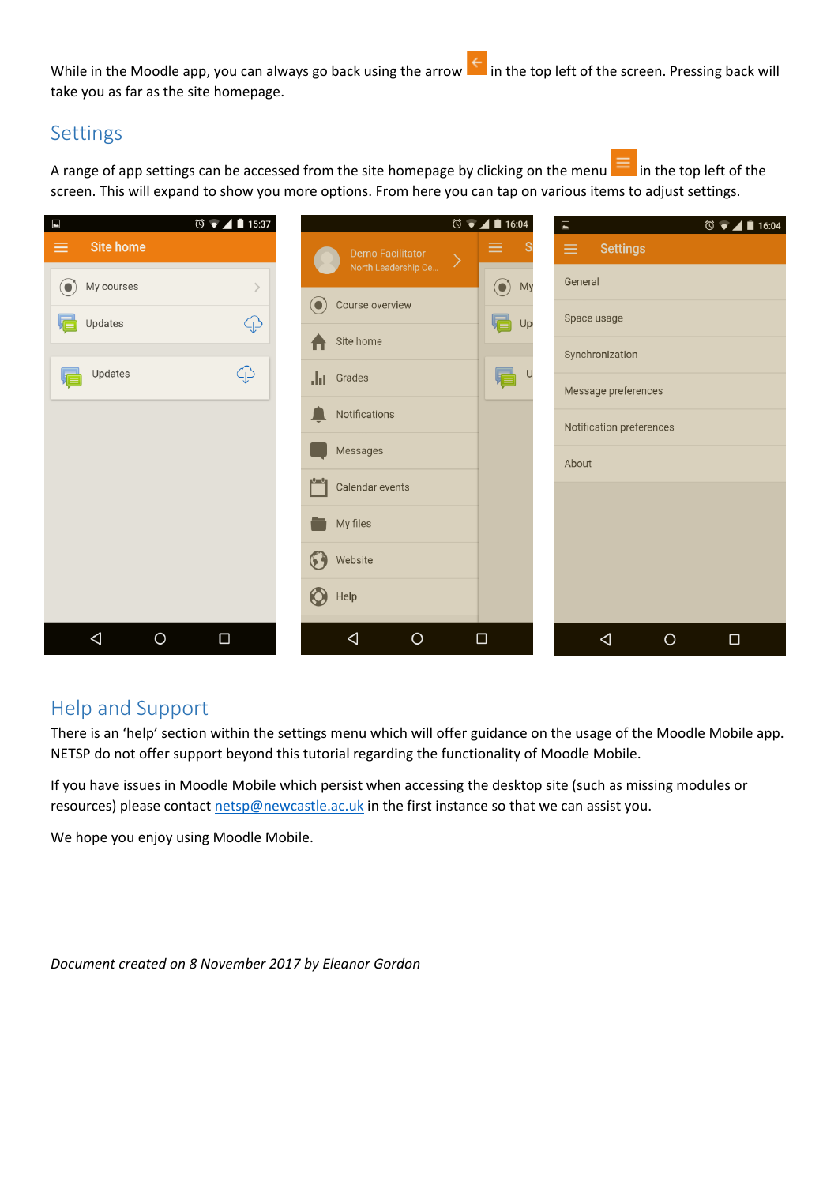While in the Moodle app, you can always go back using the arrow in the top left of the screen. Pressing back will take you as far as the site homepage.

## Settings

A range of app settings can be accessed from the site homepage by clicking on the menu in the top left of the screen. This will expand to show you more options. From here you can tap on various items to adjust settings.

## Help and Support

There is an 'help' section within the settings menu which will offer guidance on the usage of the Moodle Mobile app. NETSP do not offer support beyond this tutorial regarding the functionality of Moodle Mobile.

If you have issues in Moodle Mobile which persist when accessing the desktop site (such as missing modules or resources) please contact netsp@newcastle.ac.uk in the first instance so that we can assist you.

We hope you enjoy using Moodle Mobile.

*Document created on 8 November 2017 by Eleanor Gordon*